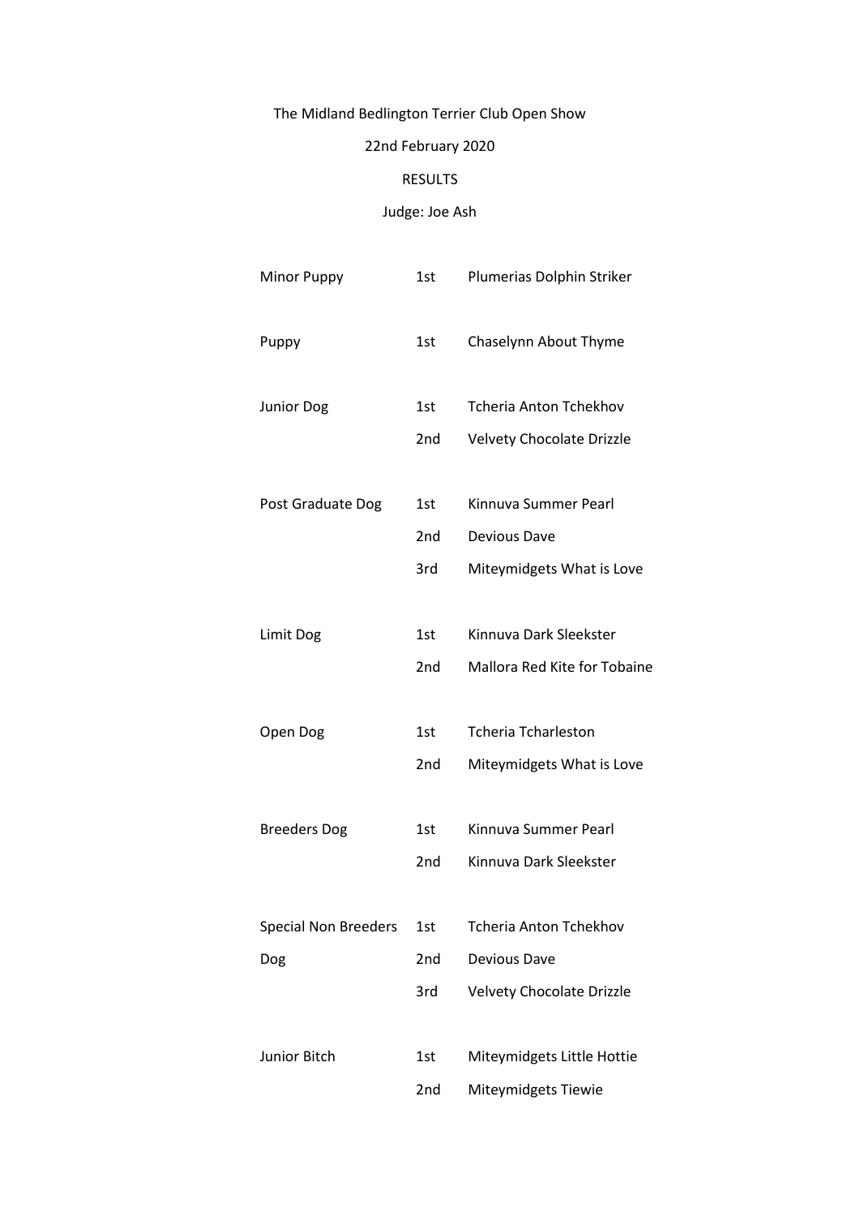The Midland Bedlington Terrier Club Open Show

22nd February 2020

RESULTS

Judge: Joe Ash

| Class | Place | Name |
|---|---|---|
| Minor Puppy | 1st | Plumerias Dolphin Striker |
| Puppy | 1st | Chaselynn About Thyme |
| Junior Dog | 1st | Tcheria Anton Tchekhov |
| | 2nd | Velvety Chocolate Drizzle |
| Post Graduate Dog | 1st | Kinnuva Summer Pearl |
| | 2nd | Devious Dave |
| | 3rd | Miteymidgets What is Love |
| Limit Dog | 1st | Kinnuva Dark Sleekster |
| | 2nd | Mallora Red Kite for Tobaine |
| Open Dog | 1st | Tcheria Tcharleston |
| | 2nd | Miteymidgets What is Love |
| Breeders Dog | 1st | Kinnuva Summer Pearl |
| | 2nd | Kinnuva Dark Sleekster |
| Special Non Breeders Dog | 1st | Tcheria Anton Tchekhov |
| | 2nd | Devious Dave |
| | 3rd | Velvety Chocolate Drizzle |
| Junior Bitch | 1st | Miteymidgets Little Hottie |
| | 2nd | Miteymidgets Tiewie |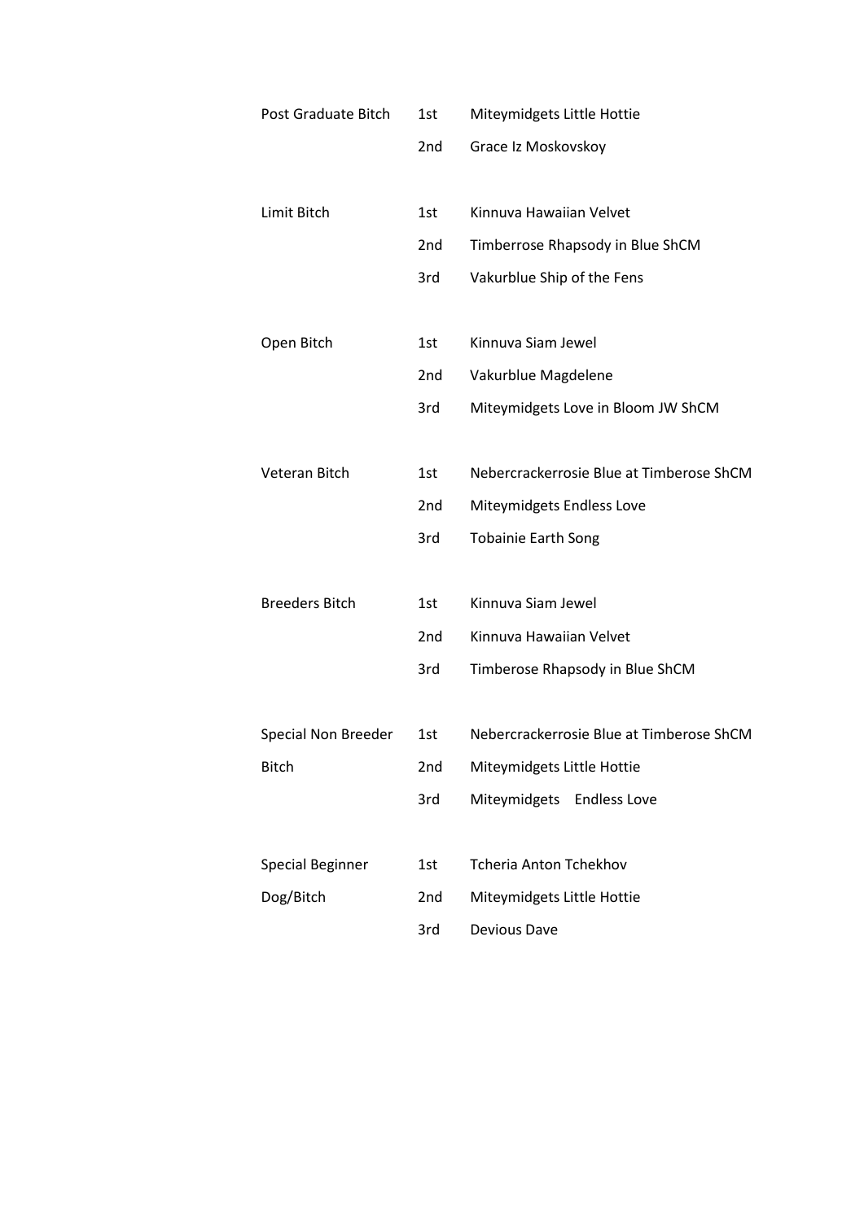| | | |
|---|---|---|
| Post Graduate Bitch | 1st | Miteymidgets Little Hottie |
| | 2nd | Grace Iz Moskovskoy |
| Limit Bitch | 1st | Kinnuva Hawaiian Velvet |
| | 2nd | Timberrose Rhapsody in Blue ShCM |
| | 3rd | Vakurblue Ship of the Fens |
| Open Bitch | 1st | Kinnuva Siam Jewel |
| | 2nd | Vakurblue Magdelene |
| | 3rd | Miteymidgets Love in Bloom JW ShCM |
| Veteran Bitch | 1st | Nebercrackerrosie Blue at Timberose ShCM |
| | 2nd | Miteymidgets Endless Love |
| | 3rd | Tobainie Earth Song |
| Breeders Bitch | 1st | Kinnuva Siam Jewel |
| | 2nd | Kinnuva Hawaiian Velvet |
| | 3rd | Timberose Rhapsody in Blue ShCM |
| Special Non Breeder Bitch | 1st | Nebercrackerrosie Blue at Timberose ShCM |
| | 2nd | Miteymidgets Little Hottie |
| | 3rd | Miteymidgets Endless Love |
| Special Beginner Dog/Bitch | 1st | Tcheria Anton Tchekhov |
| | 2nd | Miteymidgets Little Hottie |
| | 3rd | Devious Dave |